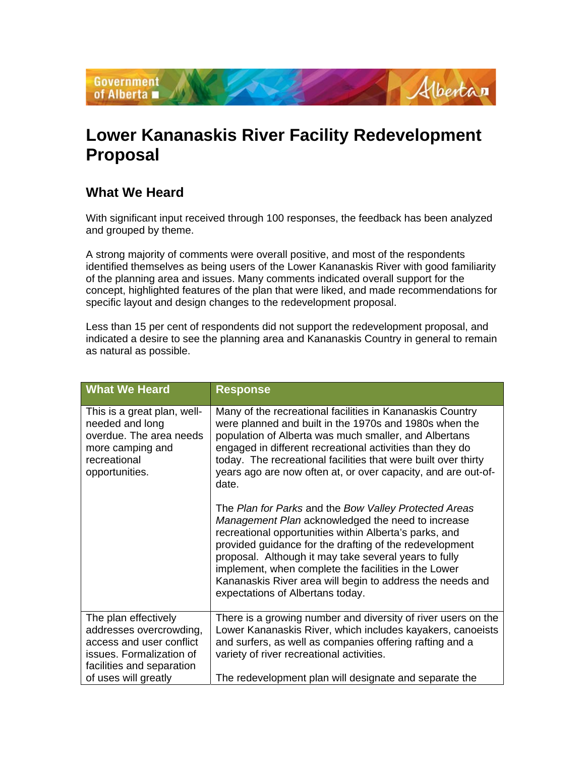# Lower Kananaskis River Facility Redevelopment Proposal

## What We Heard

With significant input received through 100 responses, the feedback has been analyzed and grouped by theme.

A strong majority of comments were overall positive, and most of the respondents identified themselves as being users of the Lower Kananaskis River with good familiarity of the planning area and issues. Many comments indicated overall support for the concept, highlighted features of the plan that were liked, and made recommendations for specific layout and design changes to the redevelopment proposal.

Less than 15 per cent of respondents did not support the redevelopment proposal, and indicated a desire to see the planning area and Kananaskis Country in general to remain as natural as possible.

| What We Heard | Response |
|---|---|
| This is a great plan, well-needed and long overdue. The area needs more camping and recreational opportunities. | Many of the recreational facilities in Kananaskis Country were planned and built in the 1970s and 1980s when the population of Alberta was much smaller, and Albertans engaged in different recreational activities than they do today. The recreational facilities that were built over thirty years ago are now often at, or over capacity, and are out-of-date.<br><br>The *Plan for Parks* and the *Bow Valley Protected Areas Management Plan* acknowledged the need to increase recreational opportunities within Alberta's parks, and provided guidance for the drafting of the redevelopment proposal. Although it may take several years to fully implement, when complete the facilities in the Lower Kananaskis River area will begin to address the needs and expectations of Albertans today. |
| The plan effectively addresses overcrowding, access and user conflict issues. Formalization of facilities and separation of uses will greatly | There is a growing number and diversity of river users on the Lower Kananaskis River, which includes kayakers, canoeists and surfers, as well as companies offering rafting and a variety of river recreational activities.<br><br>The redevelopment plan will designate and separate the |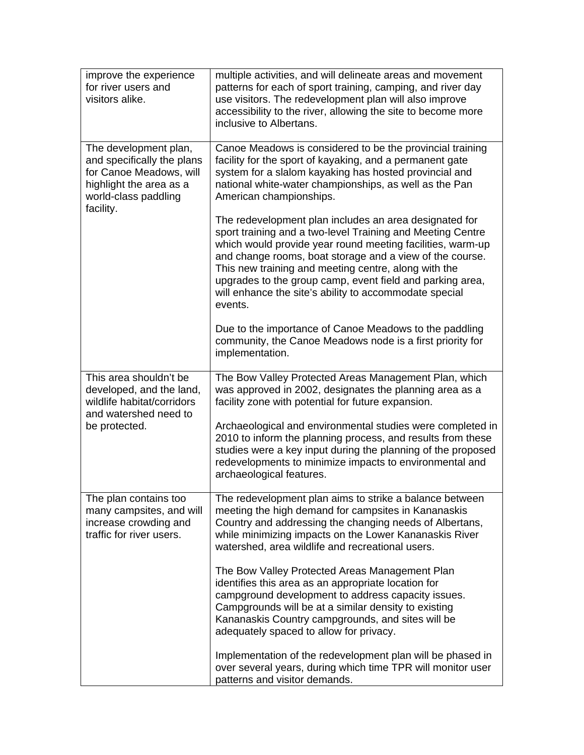| | |
|---|---|
| improve the experience for river users and visitors alike. | multiple activities, and will delineate areas and movement patterns for each of sport training, camping, and river day use visitors. The redevelopment plan will also improve accessibility to the river, allowing the site to become more inclusive to Albertans. |
| The development plan, and specifically the plans for Canoe Meadows, will highlight the area as a world-class paddling facility. | Canoe Meadows is considered to be the provincial training facility for the sport of kayaking, and a permanent gate system for a slalom kayaking has hosted provincial and national white-water championships, as well as the Pan American championships.<br><br>The redevelopment plan includes an area designated for sport training and a two-level Training and Meeting Centre which would provide year round meeting facilities, warm-up and change rooms, boat storage and a view of the course. This new training and meeting centre, along with the upgrades to the group camp, event field and parking area, will enhance the site's ability to accommodate special events.<br><br>Due to the importance of Canoe Meadows to the paddling community, the Canoe Meadows node is a first priority for implementation. |
| This area shouldn't be developed, and the land, wildlife habitat/corridors and watershed need to be protected. | The Bow Valley Protected Areas Management Plan, which was approved in 2002, designates the planning area as a facility zone with potential for future expansion.<br><br>Archaeological and environmental studies were completed in 2010 to inform the planning process, and results from these studies were a key input during the planning of the proposed redevelopments to minimize impacts to environmental and archaeological features. |
| The plan contains too many campsites, and will increase crowding and traffic for river users. | The redevelopment plan aims to strike a balance between meeting the high demand for campsites in Kananaskis Country and addressing the changing needs of Albertans, while minimizing impacts on the Lower Kananaskis River watershed, area wildlife and recreational users.<br><br>The Bow Valley Protected Areas Management Plan identifies this area as an appropriate location for campground development to address capacity issues. Campgrounds will be at a similar density to existing Kananaskis Country campgrounds, and sites will be adequately spaced to allow for privacy.<br><br>Implementation of the redevelopment plan will be phased in over several years, during which time TPR will monitor user patterns and visitor demands. |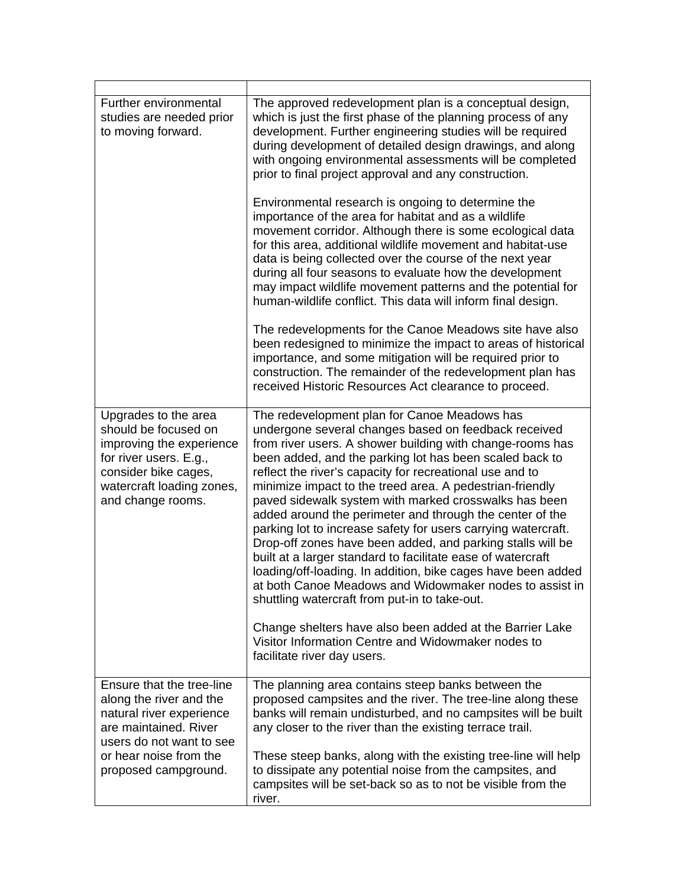| | |
|---|---|
| Further environmental studies are needed prior to moving forward. | The approved redevelopment plan is a conceptual design, which is just the first phase of the planning process of any development. Further engineering studies will be required during development of detailed design drawings, and along with ongoing environmental assessments will be completed prior to final project approval and any construction.<br><br>Environmental research is ongoing to determine the importance of the area for habitat and as a wildlife movement corridor. Although there is some ecological data for this area, additional wildlife movement and habitat-use data is being collected over the course of the next year during all four seasons to evaluate how the development may impact wildlife movement patterns and the potential for human-wildlife conflict. This data will inform final design.<br><br>The redevelopments for the Canoe Meadows site have also been redesigned to minimize the impact to areas of historical importance, and some mitigation will be required prior to construction. The remainder of the redevelopment plan has received Historic Resources Act clearance to proceed. |
| Upgrades to the area should be focused on improving the experience for river users. E.g., consider bike cages, watercraft loading zones, and change rooms. | The redevelopment plan for Canoe Meadows has undergone several changes based on feedback received from river users. A shower building with change-rooms has been added, and the parking lot has been scaled back to reflect the river's capacity for recreational use and to minimize impact to the treed area. A pedestrian-friendly paved sidewalk system with marked crosswalks has been added around the perimeter and through the center of the parking lot to increase safety for users carrying watercraft. Drop-off zones have been added, and parking stalls will be built at a larger standard to facilitate ease of watercraft loading/off-loading. In addition, bike cages have been added at both Canoe Meadows and Widowmaker nodes to assist in shuttling watercraft from put-in to take-out.<br><br>Change shelters have also been added at the Barrier Lake Visitor Information Centre and Widowmaker nodes to facilitate river day users. |
| Ensure that the tree-line along the river and the natural river experience are maintained. River users do not want to see or hear noise from the proposed campground. | The planning area contains steep banks between the proposed campsites and the river. The tree-line along these banks will remain undisturbed, and no campsites will be built any closer to the river than the existing terrace trail.<br><br>These steep banks, along with the existing tree-line will help to dissipate any potential noise from the campsites, and campsites will be set-back so as to not be visible from the river. |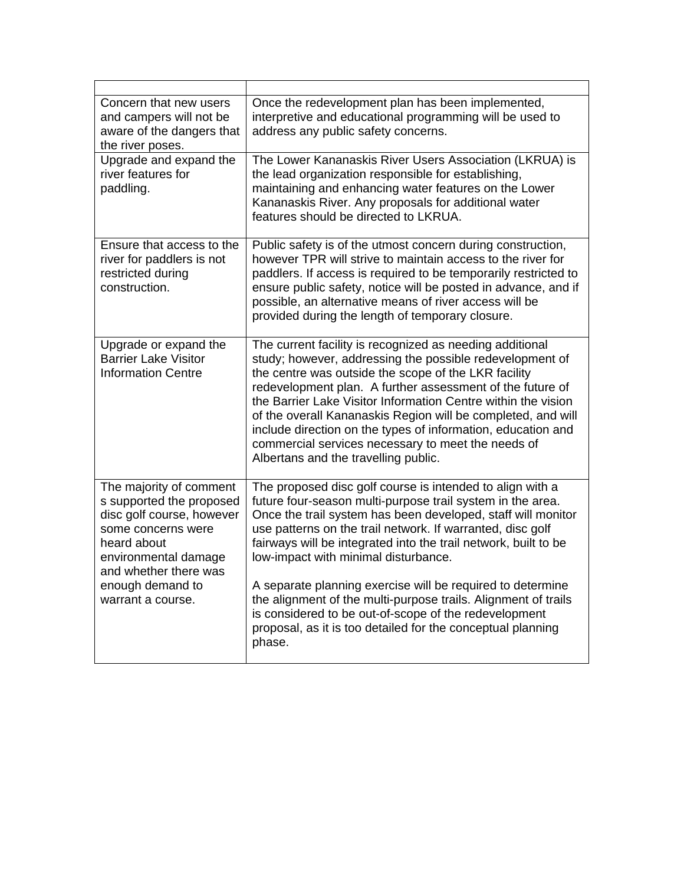| | |
|---|---|
| Concern that new users and campers will not be aware of the dangers that the river poses. | Once the redevelopment plan has been implemented, interpretive and educational programming will be used to address any public safety concerns. |
| Upgrade and expand the river features for paddling. | The Lower Kananaskis River Users Association (LKRUA) is the lead organization responsible for establishing, maintaining and enhancing water features on the Lower Kananaskis River. Any proposals for additional water features should be directed to LKRUA. |
| Ensure that access to the river for paddlers is not restricted during construction. | Public safety is of the utmost concern during construction, however TPR will strive to maintain access to the river for paddlers. If access is required to be temporarily restricted to ensure public safety, notice will be posted in advance, and if possible, an alternative means of river access will be provided during the length of temporary closure. |
| Upgrade or expand the Barrier Lake Visitor Information Centre | The current facility is recognized as needing additional study; however, addressing the possible redevelopment of the centre was outside the scope of the LKR facility redevelopment plan. A further assessment of the future of the Barrier Lake Visitor Information Centre within the vision of the overall Kananaskis Region will be completed, and will include direction on the types of information, education and commercial services necessary to meet the needs of Albertans and the travelling public. |
| The majority of comment s supported the proposed disc golf course, however some concerns were heard about environmental damage and whether there was enough demand to warrant a course. | The proposed disc golf course is intended to align with a future four-season multi-purpose trail system in the area. Once the trail system has been developed, staff will monitor use patterns on the trail network. If warranted, disc golf fairways will be integrated into the trail network, built to be low-impact with minimal disturbance.<br><br>A separate planning exercise will be required to determine the alignment of the multi-purpose trails. Alignment of trails is considered to be out-of-scope of the redevelopment proposal, as it is too detailed for the conceptual planning phase. |